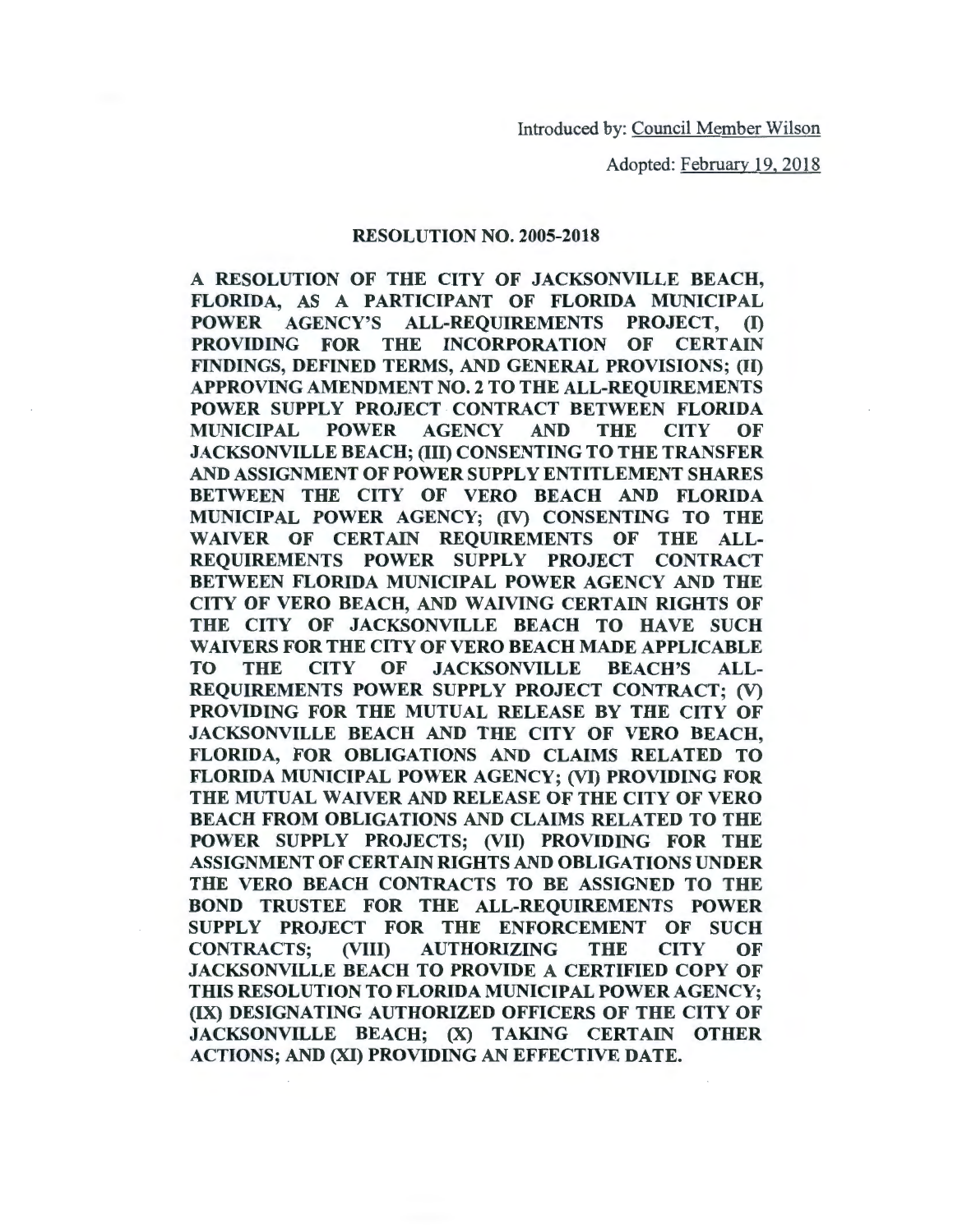Introduced by: Council Member Wilson

Adopted: February 19, 2018

# RESOLUTION NO. 2005-2018

**A RESOLUTION OF THE CITY OF JACKSONVILLE BEACH, FLORIDA, AS A PARTICIPANT OF FLORIDA MUNICIPAL POWER AGENCY'S ALL-REQUIREMENTS PROJECT, (I) PROVIDING FOR THE INCORPORATION OF CERTAIN FINDINGS, DEFINED TERMS, AND GENERAL PROVISIONS; (II) APPROVING AMENDMENT NO. 2 TO THE ALL-REQUIREMENTS POWER SUPPLY PROJECT CONTRACT BETWEEN FLORIDA MUNICIPAL POWER AGENCY AND THE CITY OF JACKSONVILLE BEACH; (III) CONSENTING TO THE TRANSFER AND ASSIGNMENT OF POWER SUPPLY ENTITLEMENT SHARES BETWEEN THE CITY OF VERO BEACH AND FLORIDA MUNICIPAL POWER AGENCY; (IV) CONSENTING TO THE WAIVER OF CERTAIN REQUIREMENTS OF THE ALL-REQUIREMENTS POWER SUPPLY PROJECT CONTRACT BETWEEN FLORIDA MUNICIPAL POWER AGENCY AND THE CITY OF VERO BEACH, AND WAIVING CERTAIN RIGHTS OF THE CITY OF JACKSONVILLE BEACH TO HAVE SUCH WAIVERS FOR THE CITY OF VERO BEACH MADE APPLICABLE TO THE CITY OF JACKSONVILLE BEACH'S ALL-REQUIREMENTS POWER SUPPLY PROJECT CONTRACT; (V) PROVIDING FOR THE MUTUAL RELEASE BY THE CITY OF JACKSONVILLE BEACH AND THE CITY OF VERO BEACH, FLORIDA, FOR OBLIGATIONS AND CLAIMS RELATED TO FLORIDA MUNICIPAL POWER AGENCY; (VI) PROVIDING FOR THE MUTUAL WAIVER AND RELEASE OF THE CITY OF VERO BEACH FROM OBLIGATIONS AND CLAIMS RELATED TO THE POWER SUPPLY PROJECTS; (VII) PROVIDING FOR THE ASSIGNMENT OF CERTAIN RIGHTS AND OBLIGATIONS UNDER THE VERO BEACH CONTRACTS TO BE ASSIGNED TO THE BOND TRUSTEE FOR THE ALL-REQUIREMENTS POWER SUPPLY PROJECT FOR THE ENFORCEMENT OF SUCH CONTRACTS; (VIII) AUTHORIZING THE CITY OF JACKSONVILLE BEACH TO PROVIDE A CERTIFIED COPY OF THIS RESOLUTION TO FLORIDA MUNICIPAL POWER AGENCY; (IX) DESIGNATING AUTHORIZED OFFICERS OF THE CITY OF JACKSONVILLE BEACH; (X) TAKING CERTAIN OTHER ACTIONS; AND (XI) PROVIDING AN EFFECTIVE DATE.**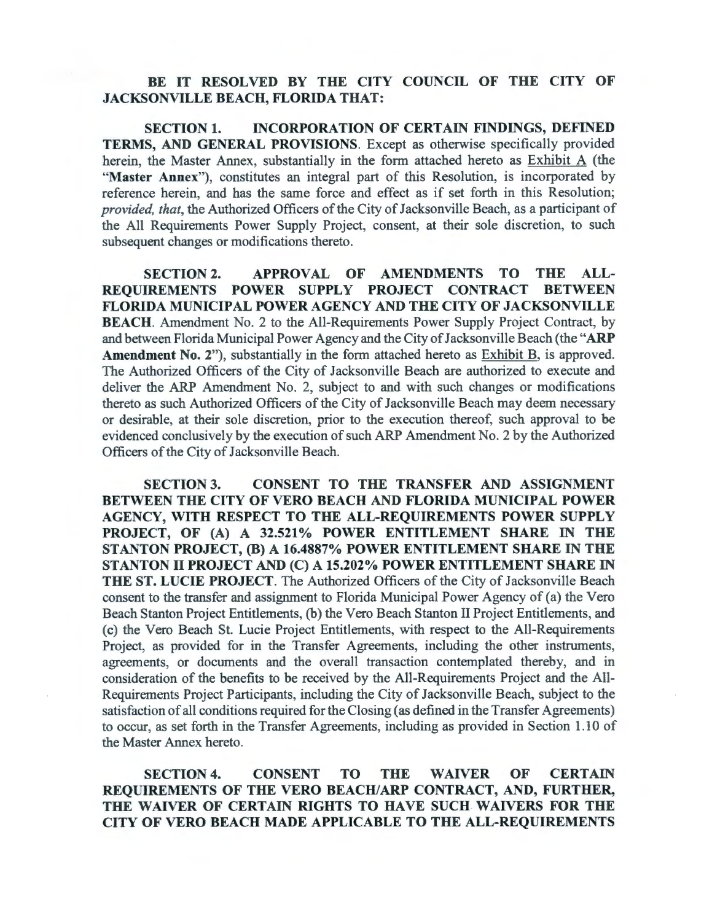**BE IT RESOLVED BY THE CITY COUNCIL OF THE CITY OF JACKSONVILLE BEACH, FLORIDA THAT:**

**SECTION 1. INCORPORATION OF CERTAIN FINDINGS, DEFINED TERMS, AND GENERAL PROVISIONS**. Except as otherwise specifically provided herein, the Master Annex, substantially in the form attached hereto as Exhibit A (the "**Master Annex**"), constitutes an integral part of this Resolution, is incorporated by reference herein, and has the same force and effect as if set forth in this Resolution; *provided, that*, the Authorized Officers of the City of Jacksonville Beach, as a participant of the All Requirements Power Supply Project, consent, at their sole discretion, to such subsequent changes or modifications thereto.

**SECTION 2. APPROVAL OF AMENDMENTS TO THE ALL-REQUIREMENTS POWER SUPPLY PROJECT CONTRACT BETWEEN FLORIDA MUNICIPAL POWER AGENCY AND THE CITY OF JACKSONVILLE BEACH**. Amendment No. 2 to the All-Requirements Power Supply Project Contract, by and between Florida Municipal Power Agency and the City of Jacksonville Beach (the "**ARP Amendment No. 2**"), substantially in the form attached hereto as Exhibit B, is approved. The Authorized Officers of the City of Jacksonville Beach are authorized to execute and deliver the ARP Amendment No. 2, subject to and with such changes or modifications thereto as such Authorized Officers of the City of Jacksonville Beach may deem necessary or desirable, at their sole discretion, prior to the execution thereof, such approval to be evidenced conclusively by the execution of such ARP Amendment No. 2 by the Authorized Officers of the City of Jacksonville Beach.

**SECTION 3. CONSENT TO THE TRANSFER AND ASSIGNMENT BETWEEN THE CITY OF VERO BEACH AND FLORIDA MUNICIPAL POWER AGENCY, WITH RESPECT TO THE ALL-REQUIREMENTS POWER SUPPLY PROJECT, OF (A) A 32.521% POWER ENTITLEMENT SHARE IN THE STANTON PROJECT, (B) A 16.4887% POWER ENTITLEMENT SHARE IN THE STANTON II PROJECT AND (C) A 15.202% POWER ENTITLEMENT SHARE IN THE ST. LUCIE PROJECT**. The Authorized Officers of the City of Jacksonville Beach consent to the transfer and assignment to Florida Municipal Power Agency of (a) the Vero Beach Stanton Project Entitlements, (b) the Vero Beach Stanton II Project Entitlements, and (c) the Vero Beach St. Lucie Project Entitlements, with respect to the All-Requirements Project, as provided for in the Transfer Agreements, including the other instruments, agreements, or documents and the overall transaction contemplated thereby, and in consideration of the benefits to be received by the All-Requirements Project and the All-Requirements Project Participants, including the City of Jacksonville Beach, subject to the satisfaction of all conditions required for the Closing (as defined in the Transfer Agreements) to occur, as set forth in the Transfer Agreements, including as provided in Section 1.10 of the Master Annex hereto.

**SECTION 4. CONSENT TO THE WAIVER OF CERTAIN REQUIREMENTS OF THE VERO BEACH/ARP CONTRACT, AND, FURTHER, THE WAIVER OF CERTAIN RIGHTS TO HAVE SUCH WAIVERS FOR THE CITY OF VERO BEACH MADE APPLICABLE TO THE ALL-REQUIREMENTS**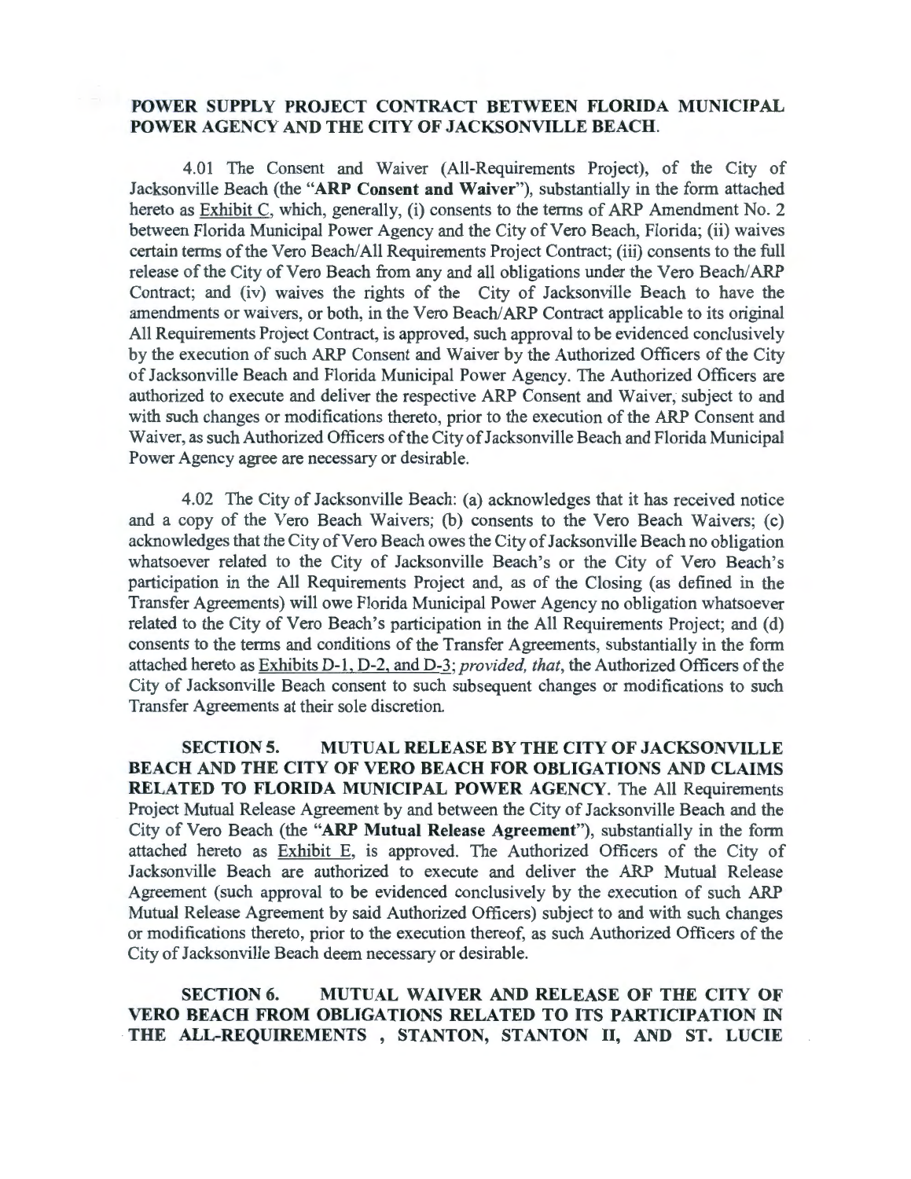**POWER SUPPLY PROJECT CONTRACT BETWEEN FLORIDA MUNICIPAL POWER AGENCY AND THE CITY OF JACKSONVILLE BEACH.**

4.01 The Consent and Waiver (All-Requirements Project), of the City of Jacksonville Beach (the "**ARP Consent and Waiver**"), substantially in the form attached hereto as Exhibit C, which, generally, (i) consents to the terms of ARP Amendment No. 2 between Florida Municipal Power Agency and the City of Vero Beach, Florida; (ii) waives certain terms of the Vero Beach/All Requirements Project Contract; (iii) consents to the full release of the City of Vero Beach from any and all obligations under the Vero Beach/ARP Contract; and (iv) waives the rights of the City of Jacksonville Beach to have the amendments or waivers, or both, in the Vero Beach/ARP Contract applicable to its original All Requirements Project Contract, is approved, such approval to be evidenced conclusively by the execution of such ARP Consent and Waiver by the Authorized Officers of the City of Jacksonville Beach and Florida Municipal Power Agency. The Authorized Officers are authorized to execute and deliver the respective ARP Consent and Waiver, subject to and with such changes or modifications thereto, prior to the execution of the ARP Consent and Waiver, as such Authorized Officers of the City of Jacksonville Beach and Florida Municipal Power Agency agree are necessary or desirable.

4.02 The City of Jacksonville Beach: (a) acknowledges that it has received notice and a copy of the Vero Beach Waivers; (b) consents to the Vero Beach Waivers; (c) acknowledges that the City of Vero Beach owes the City of Jacksonville Beach no obligation whatsoever related to the City of Jacksonville Beach's or the City of Vero Beach's participation in the All Requirements Project and, as of the Closing (as defined in the Transfer Agreements) will owe Florida Municipal Power Agency no obligation whatsoever related to the City of Vero Beach's participation in the All Requirements Project; and (d) consents to the terms and conditions of the Transfer Agreements, substantially in the form attached hereto as Exhibits D-1, D-2, and D-3; *provided, that*, the Authorized Officers of the City of Jacksonville Beach consent to such subsequent changes or modifications to such Transfer Agreements at their sole discretion.

**SECTION 5. MUTUAL RELEASE BY THE CITY OF JACKSONVILLE BEACH AND THE CITY OF VERO BEACH FOR OBLIGATIONS AND CLAIMS RELATED TO FLORIDA MUNICIPAL POWER AGENCY.** The All Requirements Project Mutual Release Agreement by and between the City of Jacksonville Beach and the City of Vero Beach (the "**ARP Mutual Release Agreement**"), substantially in the form attached hereto as Exhibit E, is approved. The Authorized Officers of the City of Jacksonville Beach are authorized to execute and deliver the ARP Mutual Release Agreement (such approval to be evidenced conclusively by the execution of such ARP Mutual Release Agreement by said Authorized Officers) subject to and with such changes or modifications thereto, prior to the execution thereof, as such Authorized Officers of the City of Jacksonville Beach deem necessary or desirable.

**SECTION 6. MUTUAL WAIVER AND RELEASE OF THE CITY OF VERO BEACH FROM OBLIGATIONS RELATED TO ITS PARTICIPATION IN THE ALL-REQUIREMENTS , STANTON, STANTON II, AND ST. LUCIE**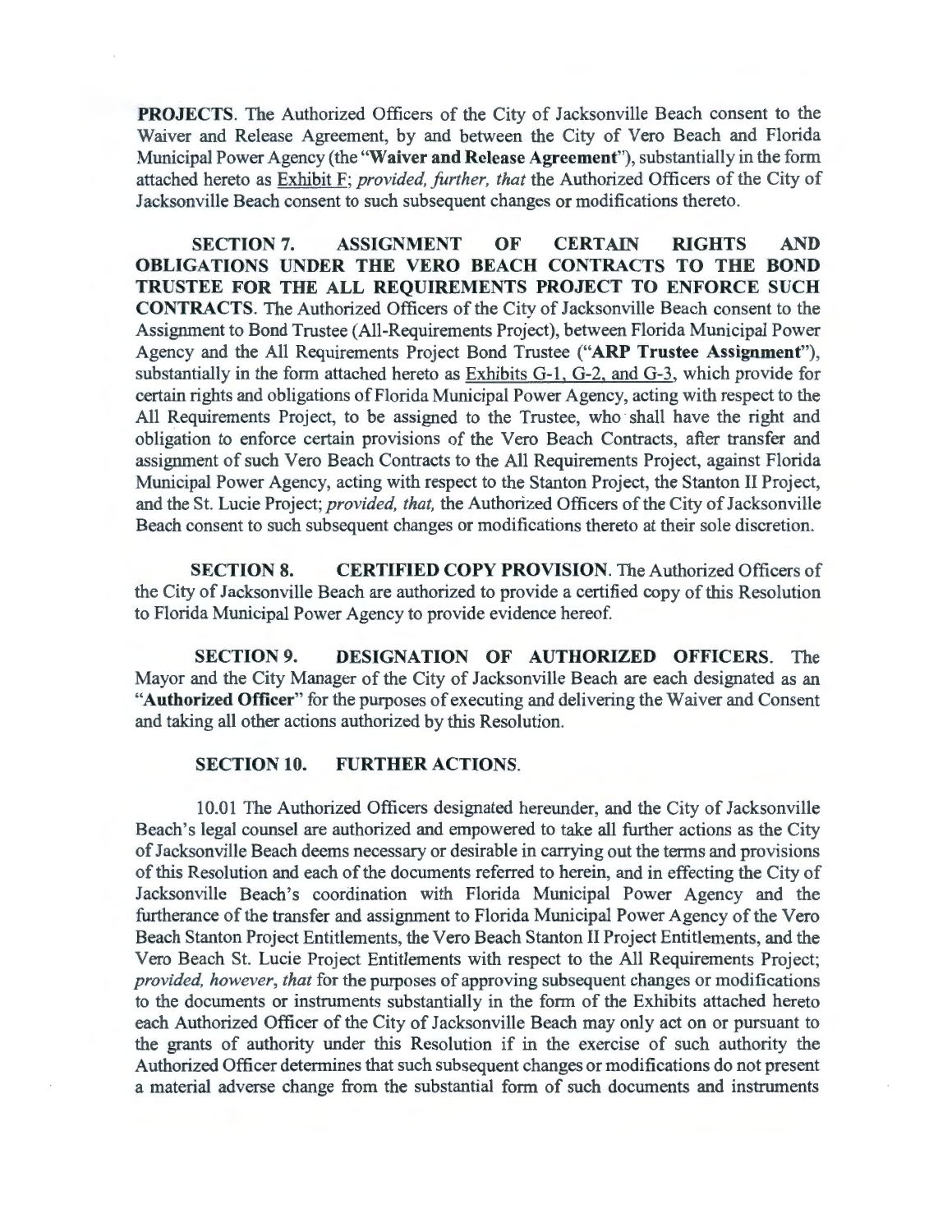**PROJECTS**. The Authorized Officers of the City of Jacksonville Beach consent to the Waiver and Release Agreement, by and between the City of Vero Beach and Florida Municipal Power Agency (the "**Waiver and Release Agreement**"), substantially in the form attached hereto as Exhibit F; *provided, further, that* the Authorized Officers of the City of Jacksonville Beach consent to such subsequent changes or modifications thereto.

**SECTION 7. ASSIGNMENT OF CERTAIN RIGHTS AND OBLIGATIONS UNDER THE VERO BEACH CONTRACTS TO THE BOND TRUSTEE FOR THE ALL REQUIREMENTS PROJECT TO ENFORCE SUCH CONTRACTS**. The Authorized Officers of the City of Jacksonville Beach consent to the Assignment to Bond Trustee (All-Requirements Project), between Florida Municipal Power Agency and the All Requirements Project Bond Trustee ("**ARP Trustee Assignment**"), substantially in the form attached hereto as Exhibits G-1, G-2, and G-3, which provide for certain rights and obligations of Florida Municipal Power Agency, acting with respect to the All Requirements Project, to be assigned to the Trustee, who shall have the right and obligation to enforce certain provisions of the Vero Beach Contracts, after transfer and assignment of such Vero Beach Contracts to the All Requirements Project, against Florida Municipal Power Agency, acting with respect to the Stanton Project, the Stanton II Project, and the St. Lucie Project; *provided, that,* the Authorized Officers of the City of Jacksonville Beach consent to such subsequent changes or modifications thereto at their sole discretion.

**SECTION 8. CERTIFIED COPY PROVISION**. The Authorized Officers of the City of Jacksonville Beach are authorized to provide a certified copy of this Resolution to Florida Municipal Power Agency to provide evidence hereof.

**SECTION 9. DESIGNATION OF AUTHORIZED OFFICERS**. The Mayor and the City Manager of the City of Jacksonville Beach are each designated as an "**Authorized Officer**" for the purposes of executing and delivering the Waiver and Consent and taking all other actions authorized by this Resolution.

**SECTION 10. FURTHER ACTIONS**.

10.01 The Authorized Officers designated hereunder, and the City of Jacksonville Beach's legal counsel are authorized and empowered to take all further actions as the City of Jacksonville Beach deems necessary or desirable in carrying out the terms and provisions of this Resolution and each of the documents referred to herein, and in effecting the City of Jacksonville Beach's coordination with Florida Municipal Power Agency and the furtherance of the transfer and assignment to Florida Municipal Power Agency of the Vero Beach Stanton Project Entitlements, the Vero Beach Stanton II Project Entitlements, and the Vero Beach St. Lucie Project Entitlements with respect to the All Requirements Project; *provided, however, that* for the purposes of approving subsequent changes or modifications to the documents or instruments substantially in the form of the Exhibits attached hereto each Authorized Officer of the City of Jacksonville Beach may only act on or pursuant to the grants of authority under this Resolution if in the exercise of such authority the Authorized Officer determines that such subsequent changes or modifications do not present a material adverse change from the substantial form of such documents and instruments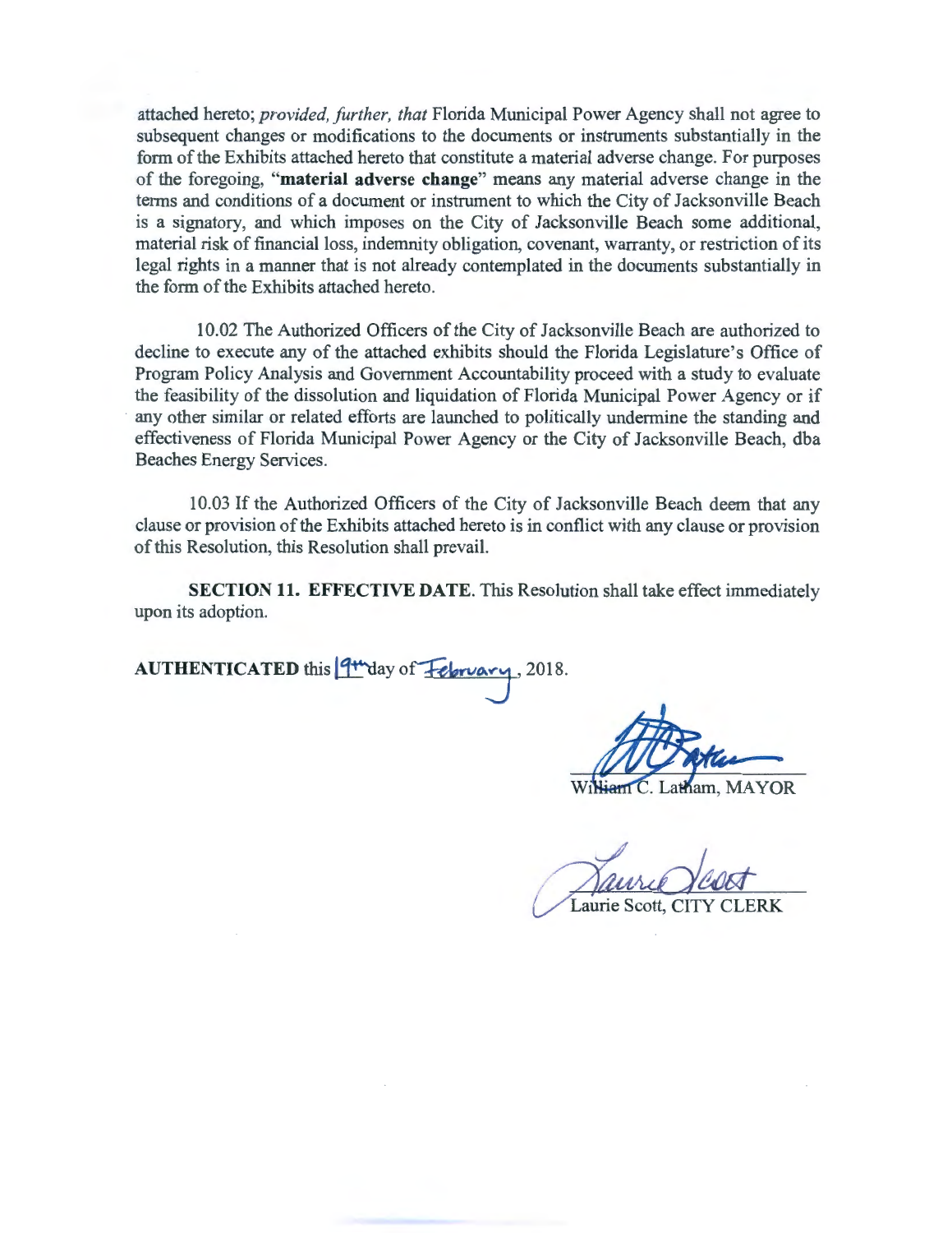attached hereto; *provided, further, that* Florida Municipal Power Agency shall not agree to subsequent changes or modifications to the documents or instruments substantially in the form of the Exhibits attached hereto that constitute a material adverse change. For purposes of the foregoing, "**material adverse change**" means any material adverse change in the terms and conditions of a document or instrument to which the City of Jacksonville Beach is a signatory, and which imposes on the City of Jacksonville Beach some additional, material risk of financial loss, indemnity obligation, covenant, warranty, or restriction of its legal rights in a manner that is not already contemplated in the documents substantially in the form of the Exhibits attached hereto.

10.02 The Authorized Officers of the City of Jacksonville Beach are authorized to decline to execute any of the attached exhibits should the Florida Legislature's Office of Program Policy Analysis and Government Accountability proceed with a study to evaluate the feasibility of the dissolution and liquidation of Florida Municipal Power Agency or if any other similar or related efforts are launched to politically undermine the standing and effectiveness of Florida Municipal Power Agency or the City of Jacksonville Beach, dba Beaches Energy Services.

10.03 If the Authorized Officers of the City of Jacksonville Beach deem that any clause or provision of the Exhibits attached hereto is in conflict with any clause or provision of this Resolution, this Resolution shall prevail.

**SECTION 11. EFFECTIVE DATE.** This Resolution shall take effect immediately upon its adoption.

**AUTHENTICATED** this 19th day of February, 2018.

William C. Latham, MAYOR

Laurie Scott, CITY CLERK